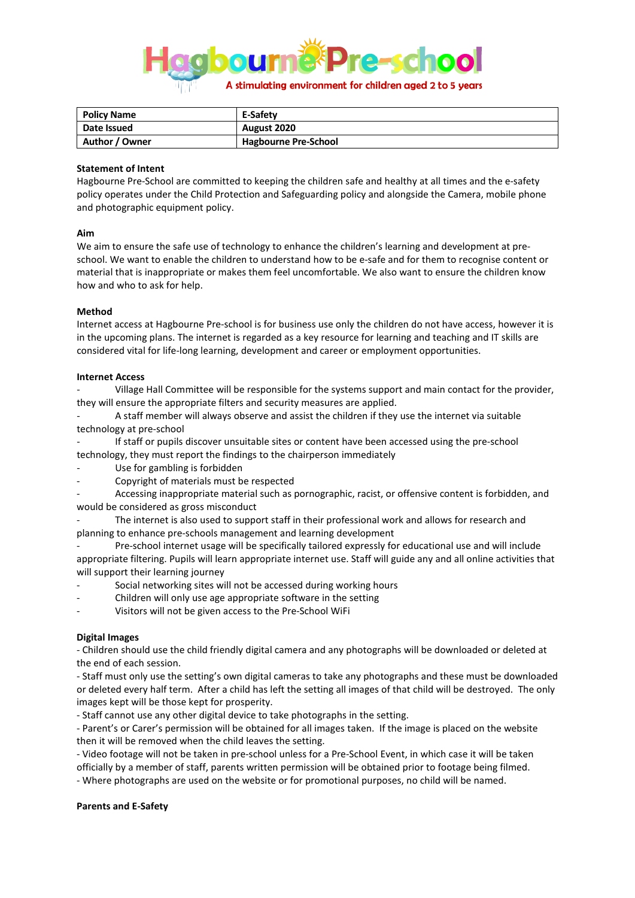# Hagbourne Pre-school

A stimulating environment for children aged 2 to 5 years

| Policy Name | E-Safety |
|---|---|
| Date Issued | August 2020 |
| Author / Owner | Hagbourne Pre-School |

**Statement of Intent**

Hagbourne Pre-School are committed to keeping the children safe and healthy at all times and the e-safety policy operates under the Child Protection and Safeguarding policy and alongside the Camera, mobile phone and photographic equipment policy.

**Aim**

We aim to ensure the safe use of technology to enhance the children's learning and development at pre-school. We want to enable the children to understand how to be e-safe and for them to recognise content or material that is inappropriate or makes them feel uncomfortable. We also want to ensure the children know how and who to ask for help.

**Method**

Internet access at Hagbourne Pre-school is for business use only the children do not have access, however it is in the upcoming plans. The internet is regarded as a key resource for learning and teaching and IT skills are considered vital for life-long learning, development and career or employment opportunities.

**Internet Access**

- Village Hall Committee will be responsible for the systems support and main contact for the provider, they will ensure the appropriate filters and security measures are applied.
- A staff member will always observe and assist the children if they use the internet via suitable technology at pre-school
- If staff or pupils discover unsuitable sites or content have been accessed using the pre-school technology, they must report the findings to the chairperson immediately
- Use for gambling is forbidden
- Copyright of materials must be respected
- Accessing inappropriate material such as pornographic, racist, or offensive content is forbidden, and would be considered as gross misconduct
- The internet is also used to support staff in their professional work and allows for research and planning to enhance pre-schools management and learning development
- Pre-school internet usage will be specifically tailored expressly for educational use and will include appropriate filtering. Pupils will learn appropriate internet use. Staff will guide any and all online activities that will support their learning journey
- Social networking sites will not be accessed during working hours
- Children will only use age appropriate software in the setting
- Visitors will not be given access to the Pre-School WiFi

**Digital Images**

- Children should use the child friendly digital camera and any photographs will be downloaded or deleted at the end of each session.
- Staff must only use the setting's own digital cameras to take any photographs and these must be downloaded or deleted every half term. After a child has left the setting all images of that child will be destroyed. The only images kept will be those kept for prosperity.
- Staff cannot use any other digital device to take photographs in the setting.
- Parent's or Carer's permission will be obtained for all images taken. If the image is placed on the website then it will be removed when the child leaves the setting.
- Video footage will not be taken in pre-school unless for a Pre-School Event, in which case it will be taken officially by a member of staff, parents written permission will be obtained prior to footage being filmed.
- Where photographs are used on the website or for promotional purposes, no child will be named.

**Parents and E-Safety**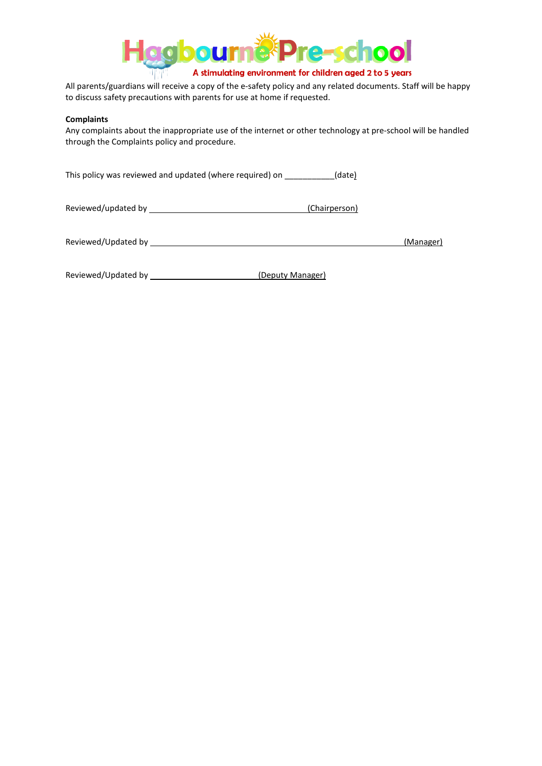All parents/guardians will receive a copy of the e-safety policy and any related documents. Staff will be happy to discuss safety precautions with parents for use at home if requested.

**Complaints**

Any complaints about the inappropriate use of the internet or other technology at pre-school will be handled through the Complaints policy and procedure.

This policy was reviewed and updated (where required) on ___________(date)

Reviewed/updated by ____________________________________(Chairperson)

Reviewed/Updated by __________________________________________________________(Manager)

Reviewed/Updated by ________________________(Deputy Manager)